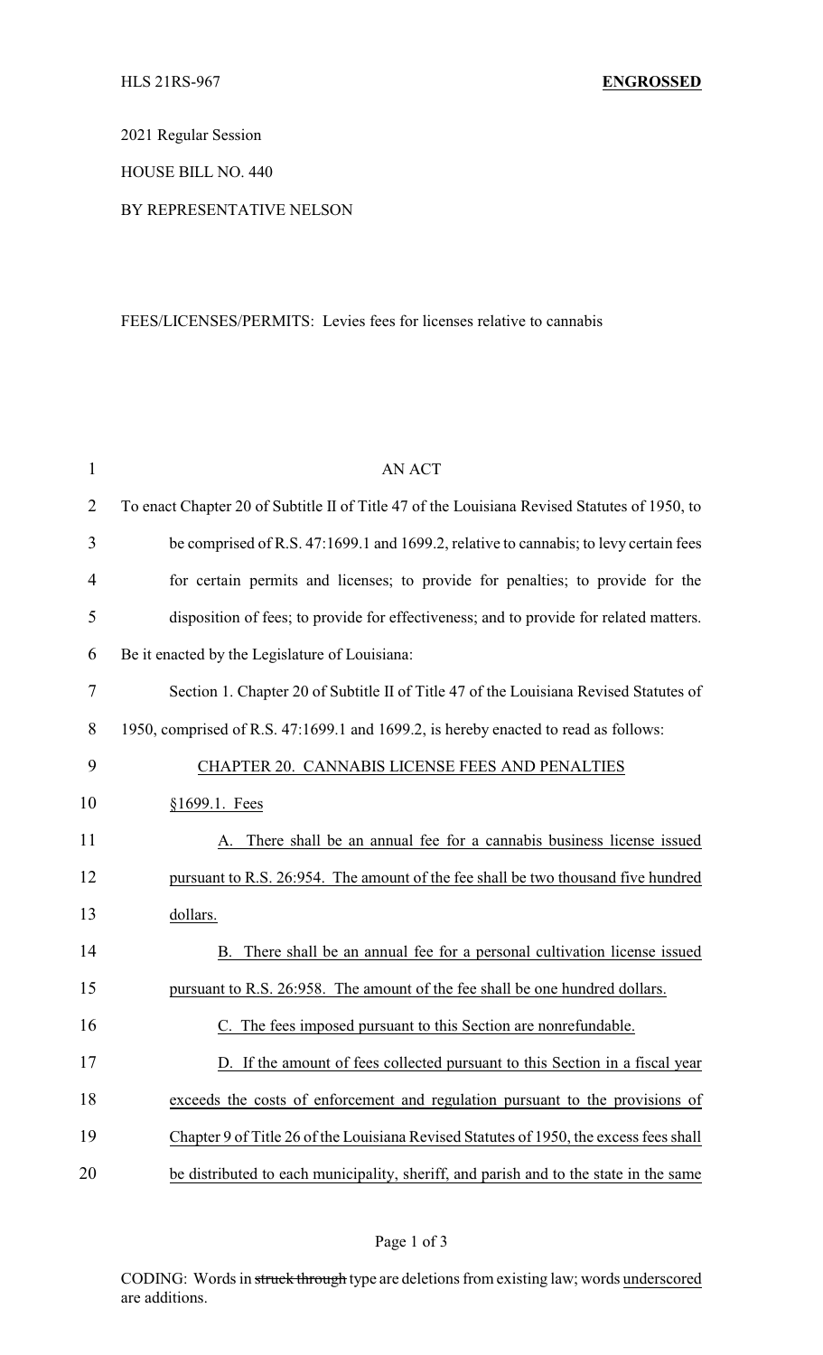HLS 21RS-967 **ENGROSSED**

2021 Regular Session

HOUSE BILL NO. 440

BY REPRESENTATIVE NELSON

FEES/LICENSES/PERMITS: Levies fees for licenses relative to cannabis

AN ACT

To enact Chapter 20 of Subtitle II of Title 47 of the Louisiana Revised Statutes of 1950, to be comprised of R.S. 47:1699.1 and 1699.2, relative to cannabis; to levy certain fees for certain permits and licenses; to provide for penalties; to provide for the disposition of fees; to provide for effectiveness; and to provide for related matters.

Be it enacted by the Legislature of Louisiana:

Section 1. Chapter 20 of Subtitle II of Title 47 of the Louisiana Revised Statutes of 1950, comprised of R.S. 47:1699.1 and 1699.2, is hereby enacted to read as follows:

CHAPTER 20. CANNABIS LICENSE FEES AND PENALTIES

§1699.1. Fees

A. There shall be an annual fee for a cannabis business license issued pursuant to R.S. 26:954. The amount of the fee shall be two thousand five hundred dollars.

B. There shall be an annual fee for a personal cultivation license issued pursuant to R.S. 26:958. The amount of the fee shall be one hundred dollars.

C. The fees imposed pursuant to this Section are nonrefundable.

D. If the amount of fees collected pursuant to this Section in a fiscal year exceeds the costs of enforcement and regulation pursuant to the provisions of Chapter 9 of Title 26 of the Louisiana Revised Statutes of 1950, the excess fees shall be distributed to each municipality, sheriff, and parish and to the state in the same

CODING: Words in struck through type are deletions from existing law; words underscored are additions.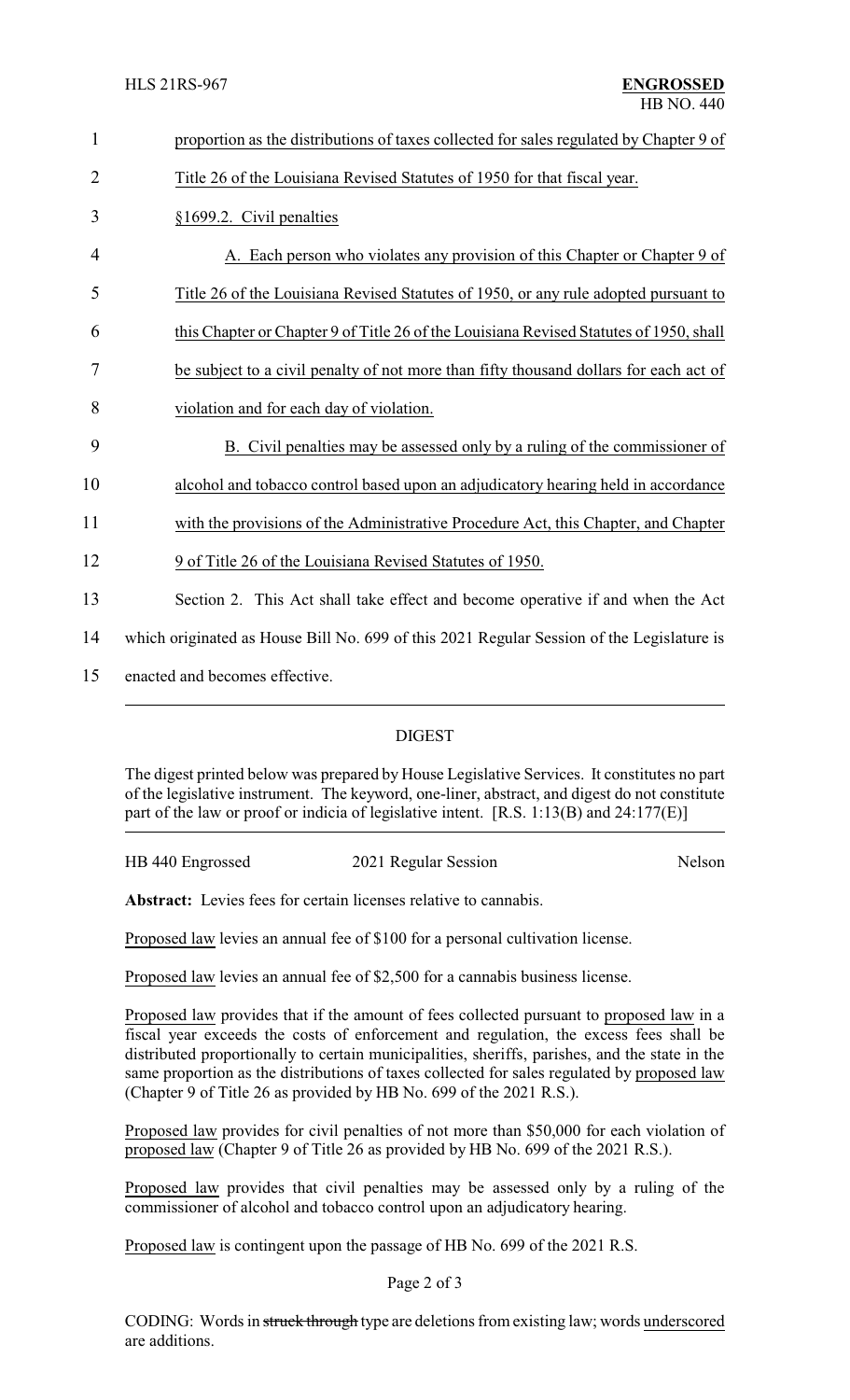proportion as the distributions of taxes collected for sales regulated by Chapter 9 of Title 26 of the Louisiana Revised Statutes of 1950 for that fiscal year.

§1699.2. Civil penalties

A. Each person who violates any provision of this Chapter or Chapter 9 of Title 26 of the Louisiana Revised Statutes of 1950, or any rule adopted pursuant to this Chapter or Chapter 9 of Title 26 of the Louisiana Revised Statutes of 1950, shall be subject to a civil penalty of not more than fifty thousand dollars for each act of violation and for each day of violation.

B. Civil penalties may be assessed only by a ruling of the commissioner of alcohol and tobacco control based upon an adjudicatory hearing held in accordance with the provisions of the Administrative Procedure Act, this Chapter, and Chapter 9 of Title 26 of the Louisiana Revised Statutes of 1950.

Section 2. This Act shall take effect and become operative if and when the Act which originated as House Bill No. 699 of this 2021 Regular Session of the Legislature is enacted and becomes effective.

## DIGEST

The digest printed below was prepared by House Legislative Services. It constitutes no part of the legislative instrument. The keyword, one-liner, abstract, and digest do not constitute part of the law or proof or indicia of legislative intent. [R.S. 1:13(B) and 24:177(E)]

HB 440 Engrossed 2021 Regular Session Nelson

**Abstract:** Levies fees for certain licenses relative to cannabis.

Proposed law levies an annual fee of $100 for a personal cultivation license.

Proposed law levies an annual fee of $2,500 for a cannabis business license.

Proposed law provides that if the amount of fees collected pursuant to proposed law in a fiscal year exceeds the costs of enforcement and regulation, the excess fees shall be distributed proportionally to certain municipalities, sheriffs, parishes, and the state in the same proportion as the distributions of taxes collected for sales regulated by proposed law (Chapter 9 of Title 26 as provided by HB No. 699 of the 2021 R.S.).

Proposed law provides for civil penalties of not more than $50,000 for each violation of proposed law (Chapter 9 of Title 26 as provided by HB No. 699 of the 2021 R.S.).

Proposed law provides that civil penalties may be assessed only by a ruling of the commissioner of alcohol and tobacco control upon an adjudicatory hearing.

Proposed law is contingent upon the passage of HB No. 699 of the 2021 R.S.

CODING: Words in ~~struck through~~ type are deletions from existing law; words underscored are additions.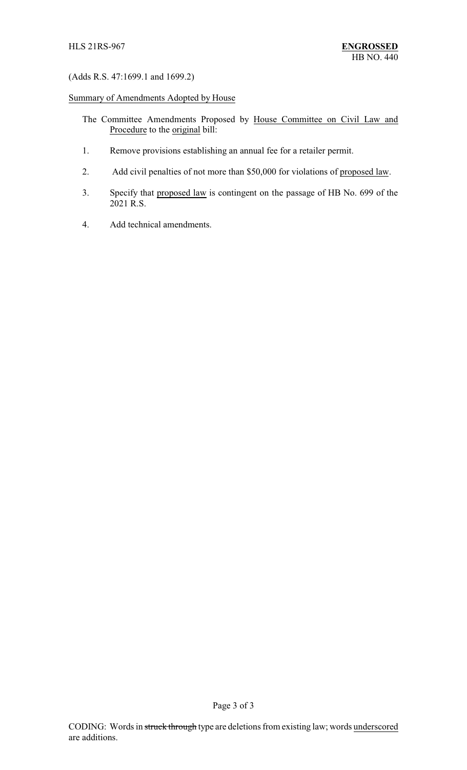(Adds R.S. 47:1699.1 and 1699.2)

<u>Summary of Amendments Adopted by House</u>

The Committee Amendments Proposed by <u>House Committee on Civil Law and Procedure</u> to the <u>original</u> bill:

1. Remove provisions establishing an annual fee for a retailer permit.

2. Add civil penalties of not more than $50,000 for violations of <u>proposed law</u>.

3. Specify that <u>proposed law</u> is contingent on the passage of HB No. 699 of the 2021 R.S.

4. Add technical amendments.

CODING: Words in ~~struck through~~ type are deletions from existing law; words <u>underscored</u> are additions.